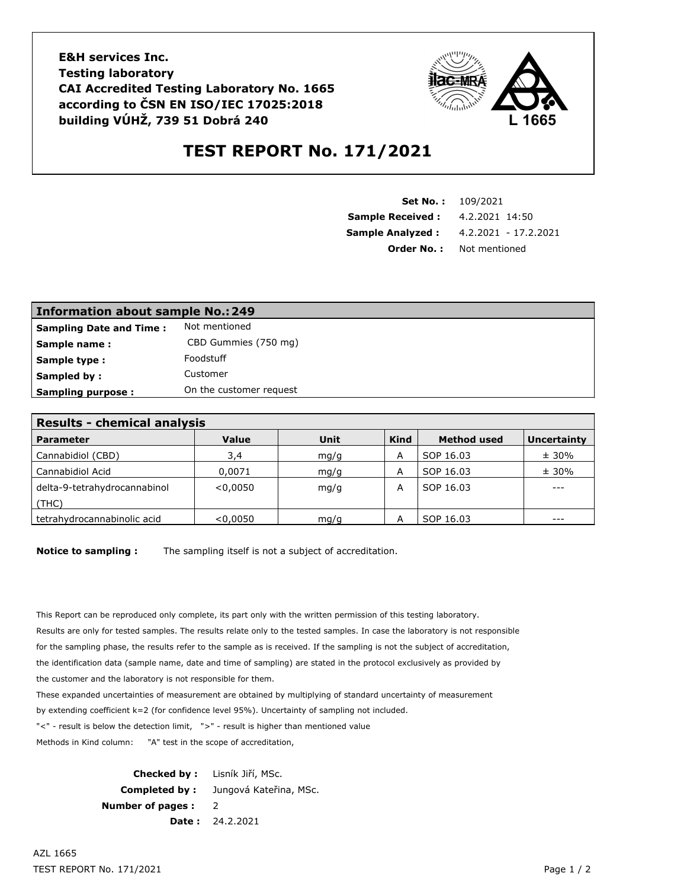**E&H services Inc.**
**Testing laboratory**
**CAI Accredited Testing Laboratory No. 1665**
**according to ČSN EN ISO/IEC 17025:2018**
**building VÚHŽ, 739 51 Dobrá 240**

L 1665

# TEST REPORT No. 171/2021

**Set No. :** 109/2021
**Sample Received :** 4.2.2021 14:50
**Sample Analyzed :** 4.2.2021 - 17.2.2021
**Order No. :** Not mentioned

| **Information about sample No.: 249** | |
|---|---|
| **Sampling Date and Time :** | Not mentioned |
| **Sample name :** | CBD Gummies (750 mg) |
| **Sample type :** | Foodstuff |
| **Sampled by :** | Customer |
| **Sampling purpose :** | On the customer request |

**Results - chemical analysis**

| Parameter | Value | Unit | Kind | Method used | Uncertainty |
|---|---|---|---|---|---|
| Cannabidiol (CBD) | 3,4 | mg/g | A | SOP 16.03 | ± 30% |
| Cannabidiol Acid | 0,0071 | mg/g | A | SOP 16.03 | ± 30% |
| delta-9-tetrahydrocannabinol (THC) | <0,0050 | mg/g | A | SOP 16.03 | --- |
| tetrahydrocannabinolic acid | <0,0050 | mg/g | A | SOP 16.03 | --- |

**Notice to sampling :** The sampling itself is not a subject of accreditation.

This Report can be reproduced only complete, its part only with the written permission of this testing laboratory.
Results are only for tested samples. The results relate only to the tested samples. In case the laboratory is not responsible for the sampling phase, the results refer to the sample as is received. If the sampling is not the subject of accreditation, the identification data (sample name, date and time of sampling) are stated in the protocol exclusively as provided by the customer and the laboratory is not responsible for them.
These expanded uncertainties of measurement are obtained by multiplying of standard uncertainty of measurement by extending coefficient k=2 (for confidence level 95%). Uncertainty of sampling not included.
"<" - result is below the detection limit, ">" - result is higher than mentioned value
Methods in Kind column: "A" test in the scope of accreditation,

**Checked by :** Lisník Jiří, MSc.
**Completed by :** Jungová Kateřina, MSc.
**Number of pages :** 2
**Date :** 24.2.2021

AZL 1665
TEST REPORT No. 171/2021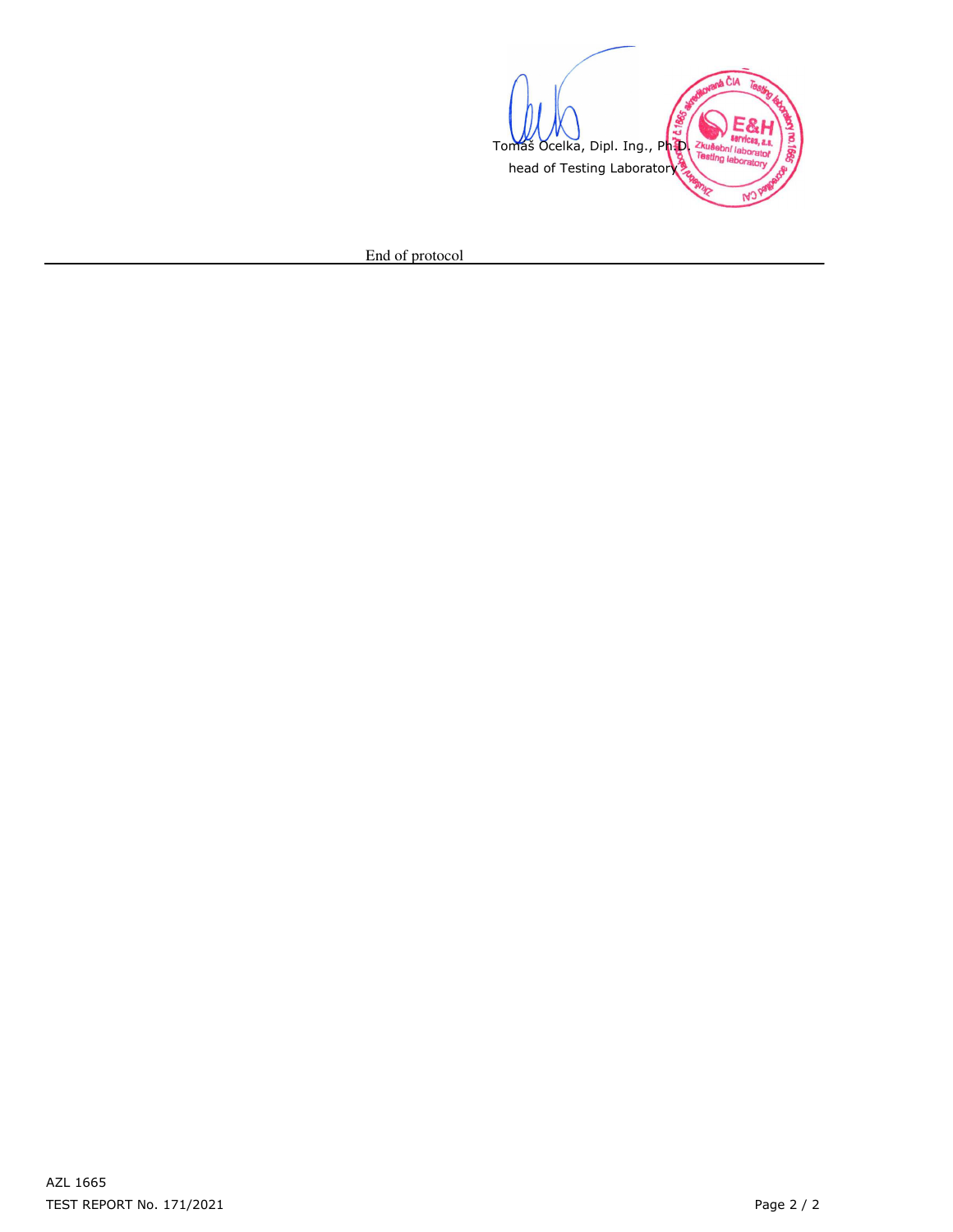Tomáš Ocelka, Dipl. Ing., Ph.D.
head of Testing Laboratory

End of protocol

---

AZL 1665
TEST REPORT No. 171/2021